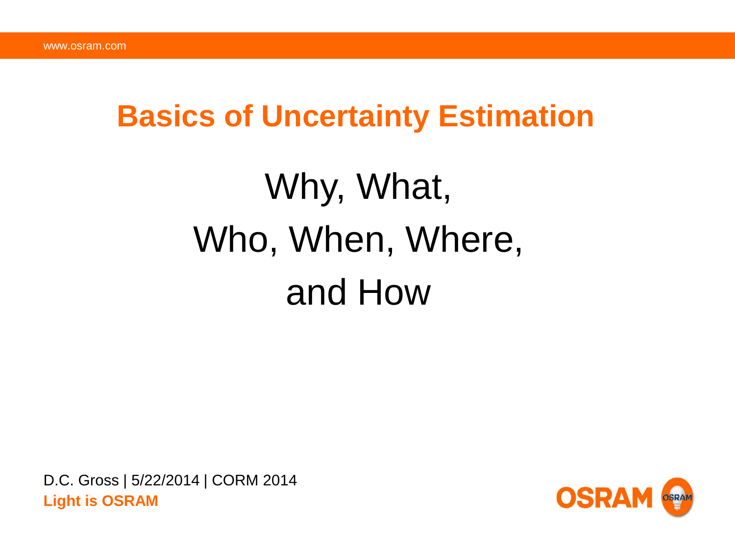# Basics of Uncertainty Estimation

## Why, What, Who, When, Where, and How

D.C. Gross | 5/22/2014 | CORM 2014

**Light is OSRAM**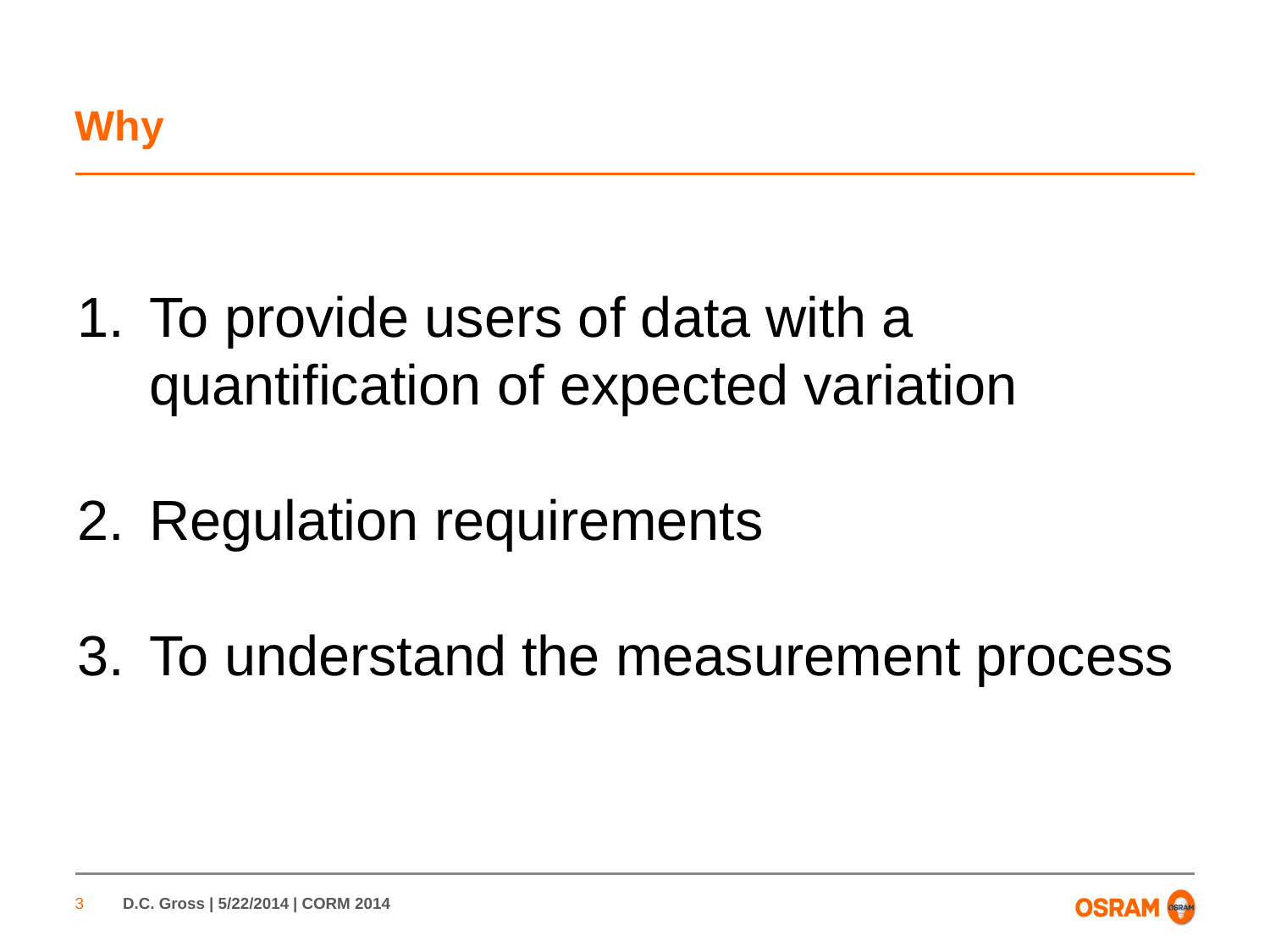## Why

1. To provide users of data with a quantification of expected variation

2. Regulation requirements

3. To understand the measurement process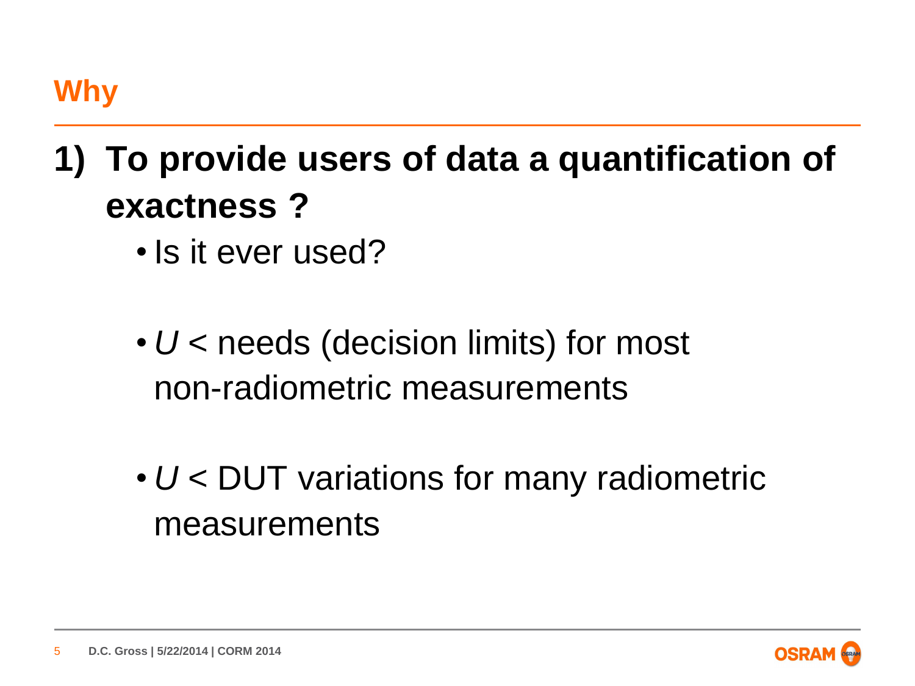## Why

1) **To provide users of data a quantification of exactness ?**
   - Is it ever used?
   - *U* < needs (decision limits) for most non-radiometric measurements
   - *U* < DUT variations for many radiometric measurements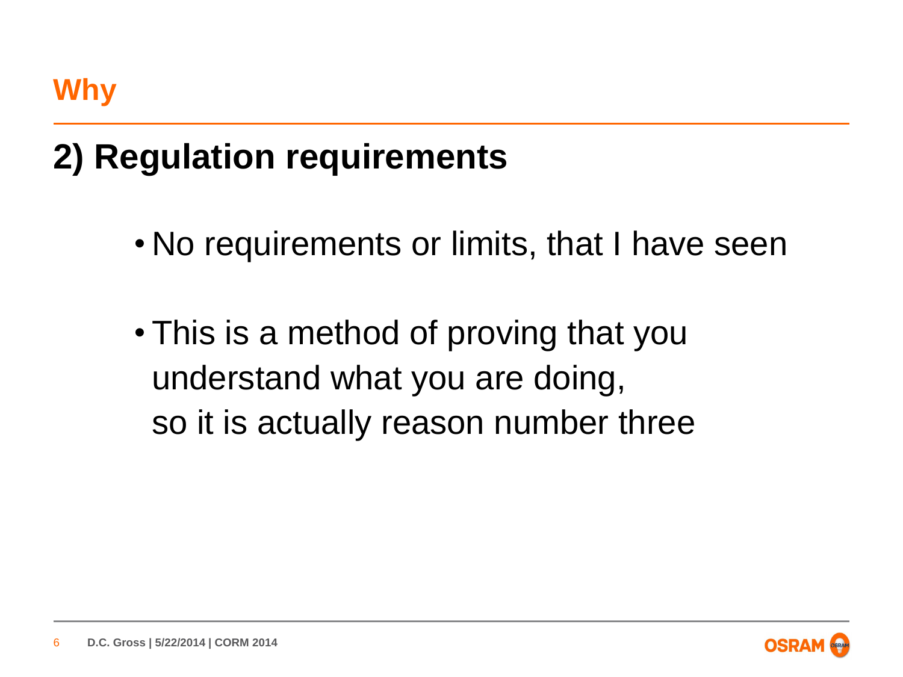## Why

# 2) Regulation requirements

- No requirements or limits, that I have seen
- This is a method of proving that you understand what you are doing, so it is actually reason number three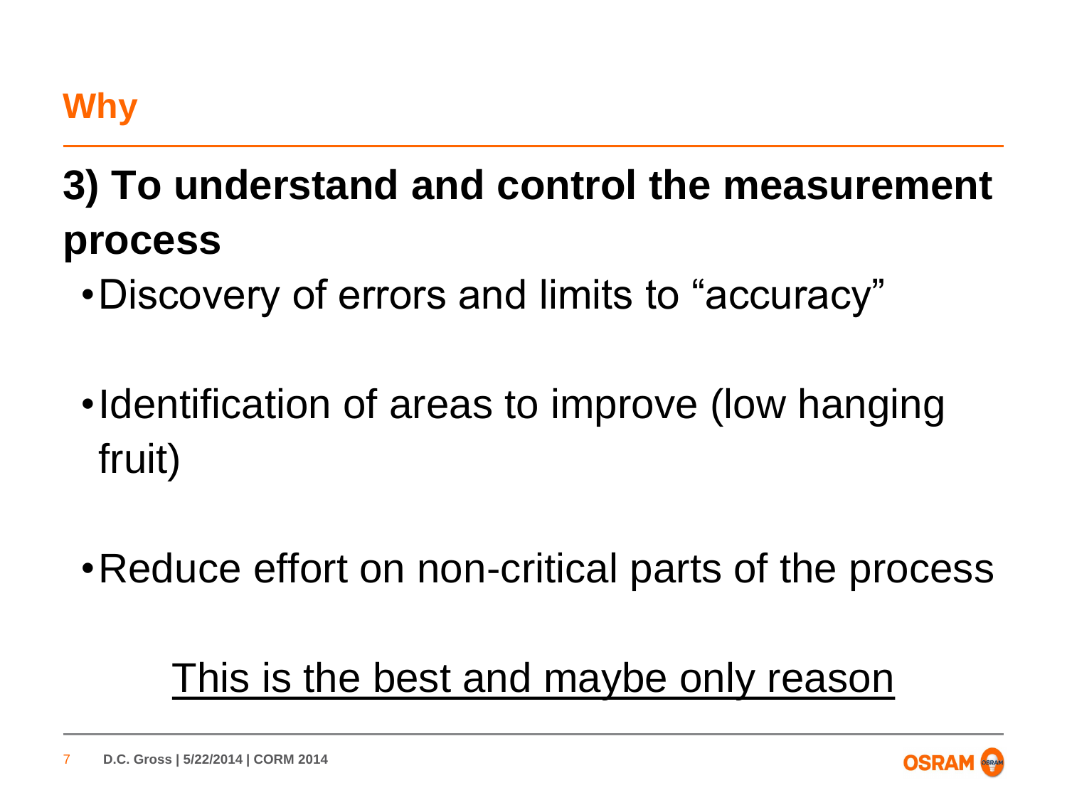## Why

### 3) To understand and control the measurement process

- Discovery of errors and limits to "accuracy"
- Identification of areas to improve (low hanging fruit)
- Reduce effort on non-critical parts of the process

<u>This is the best and maybe only reason</u>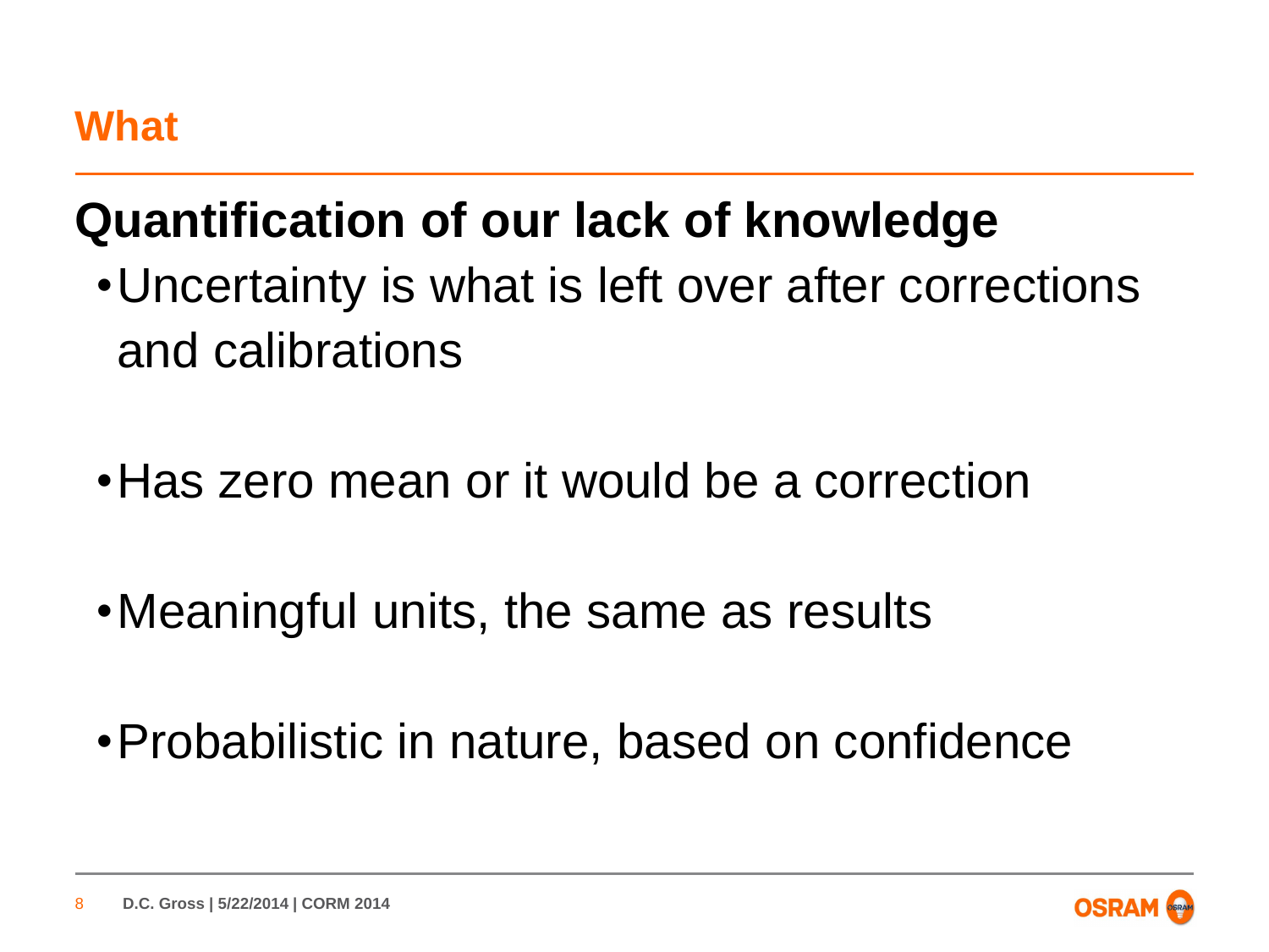## What

### Quantification of our lack of knowledge

- Uncertainty is what is left over after corrections and calibrations

- Has zero mean or it would be a correction

- Meaningful units, the same as results

- Probabilistic in nature, based on confidence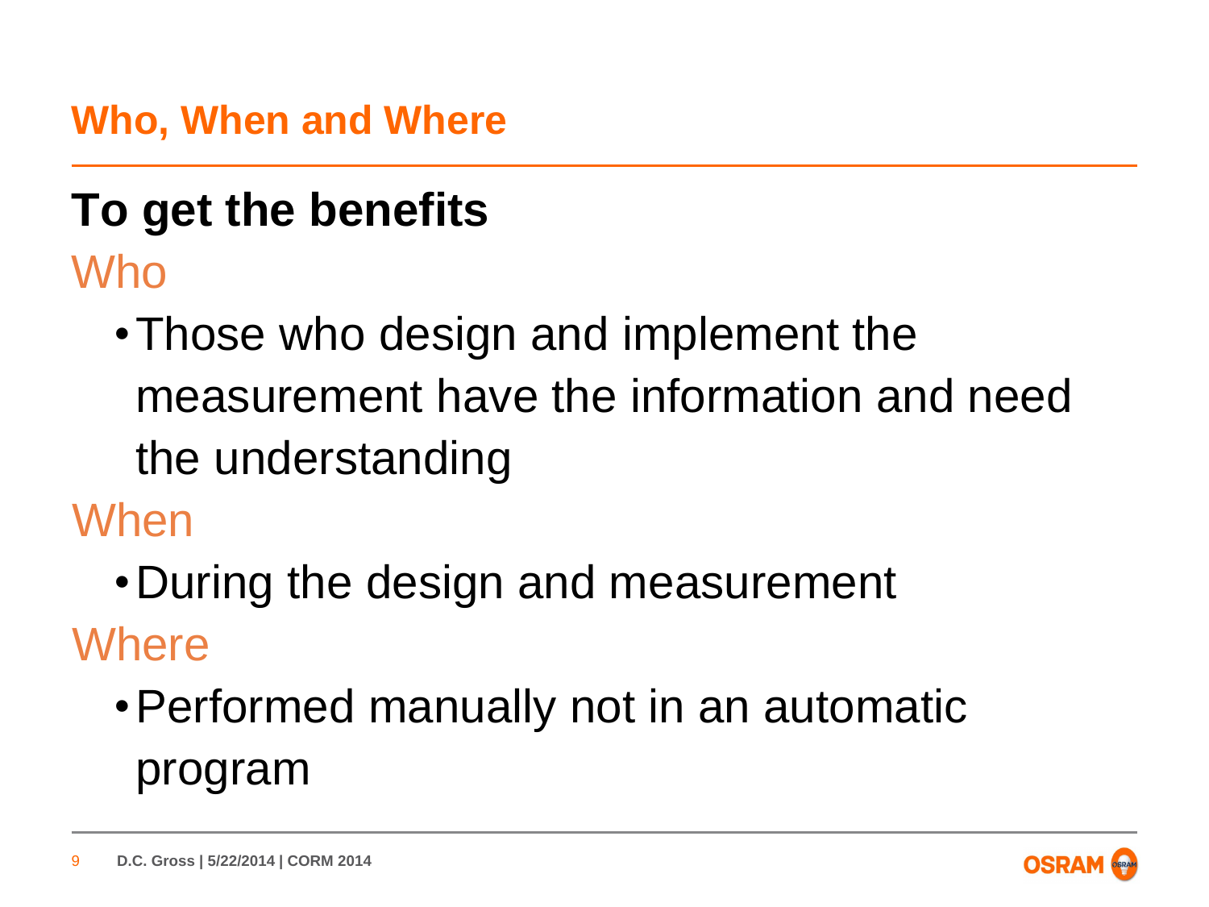## Who, When and Where

### To get the benefits

Who

- Those who design and implement the measurement have the information and need the understanding

When

- During the design and measurement

Where

- Performed manually not in an automatic program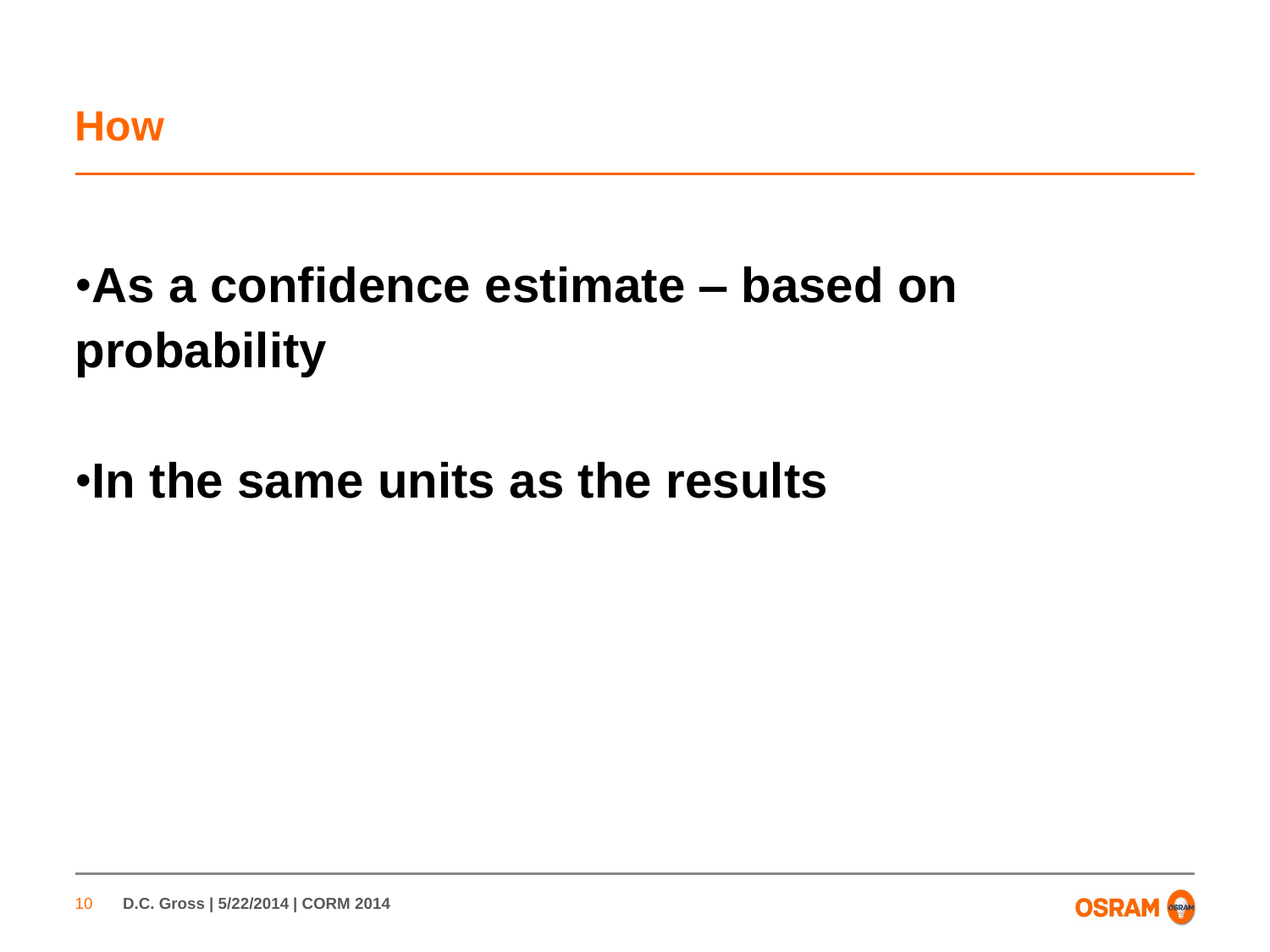## How

- **As a confidence estimate – based on probability**

- **In the same units as the results**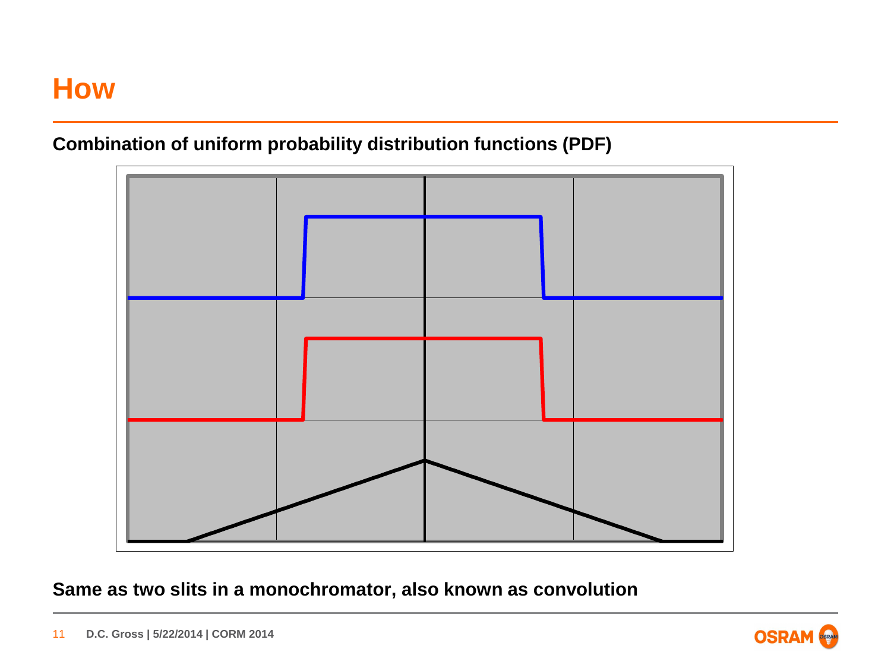# How

**Combination of uniform probability distribution functions (PDF)**

**Same as two slits in a monochromator, also known as convolution**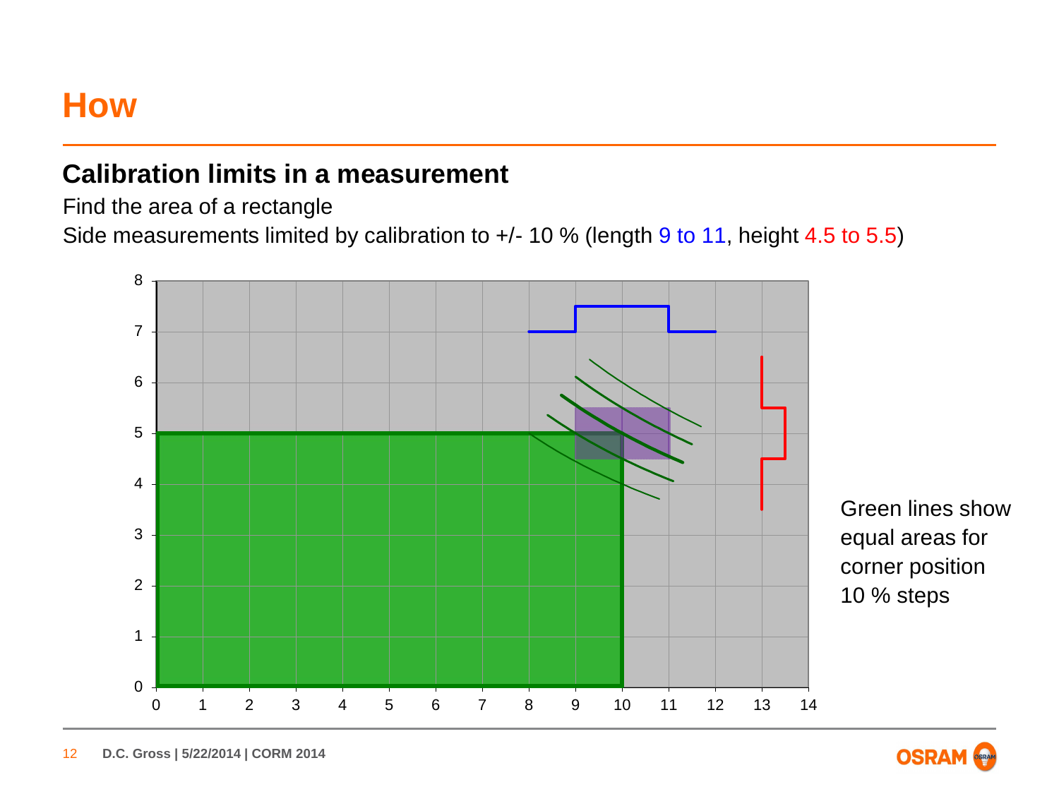# How

## Calibration limits in a measurement

Find the area of a rectangle

Side measurements limited by calibration to +/- 10 % (length 9 to 11, height 4.5 to 5.5)

Green lines show equal areas for corner position 10 % steps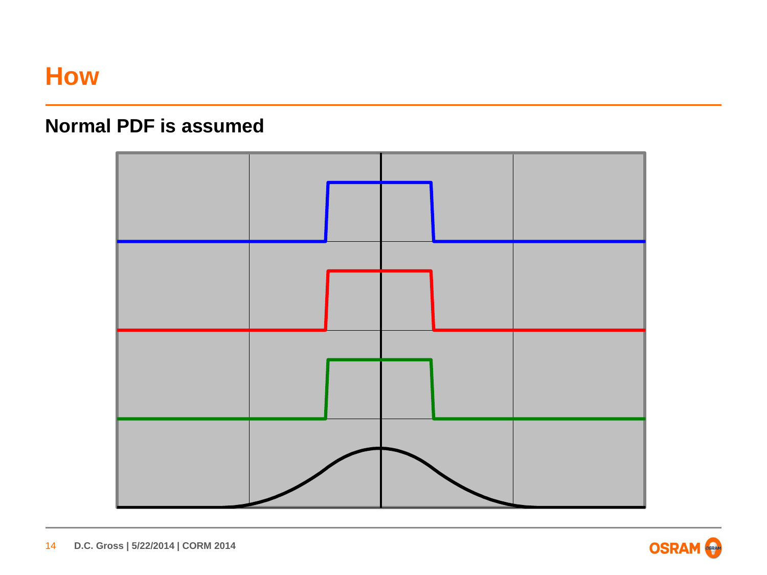# How

## Normal PDF is assumed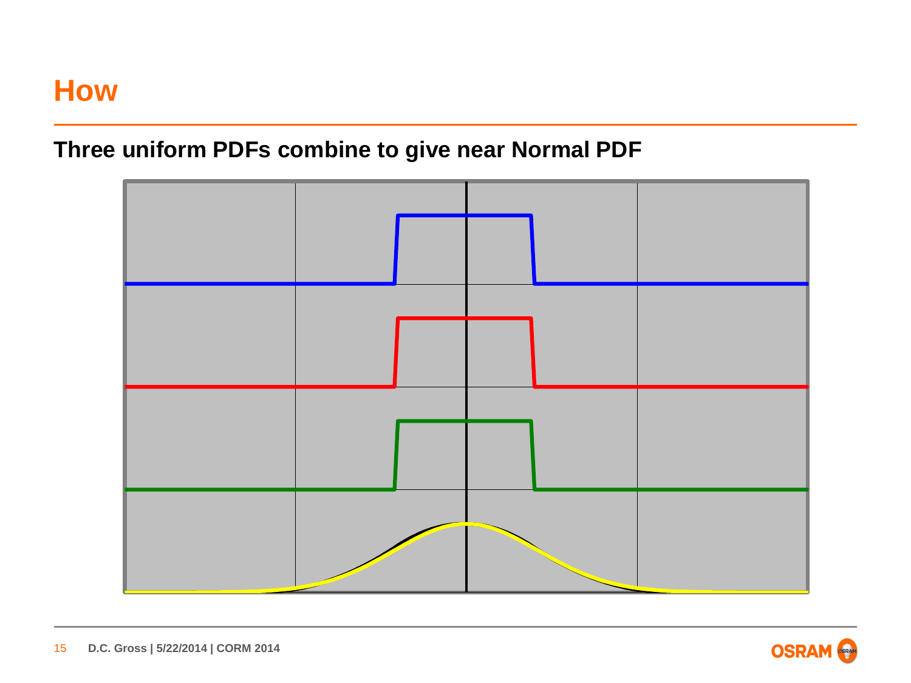# How

## Three uniform PDFs combine to give near Normal PDF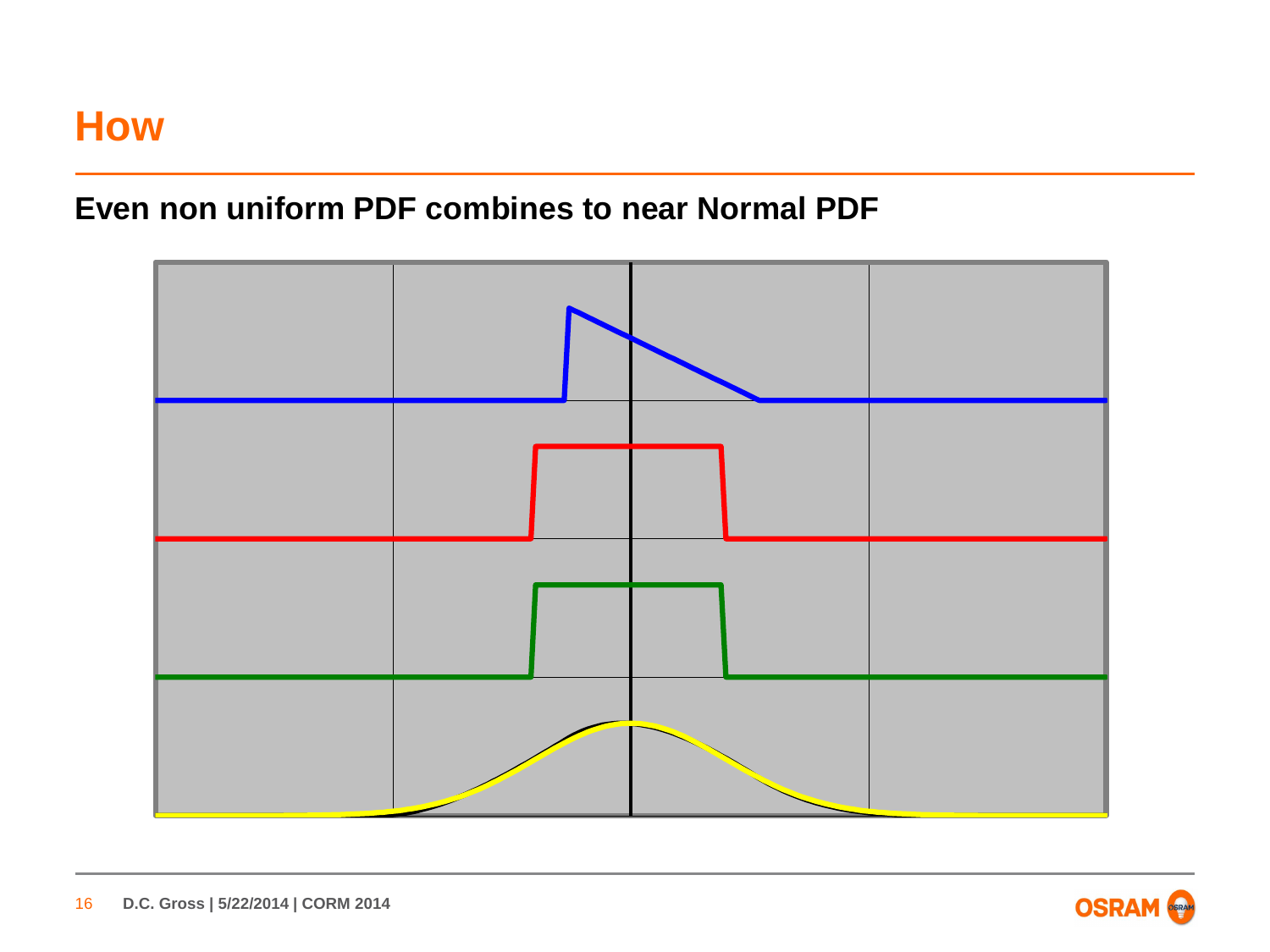# How

## Even non uniform PDF combines to near Normal PDF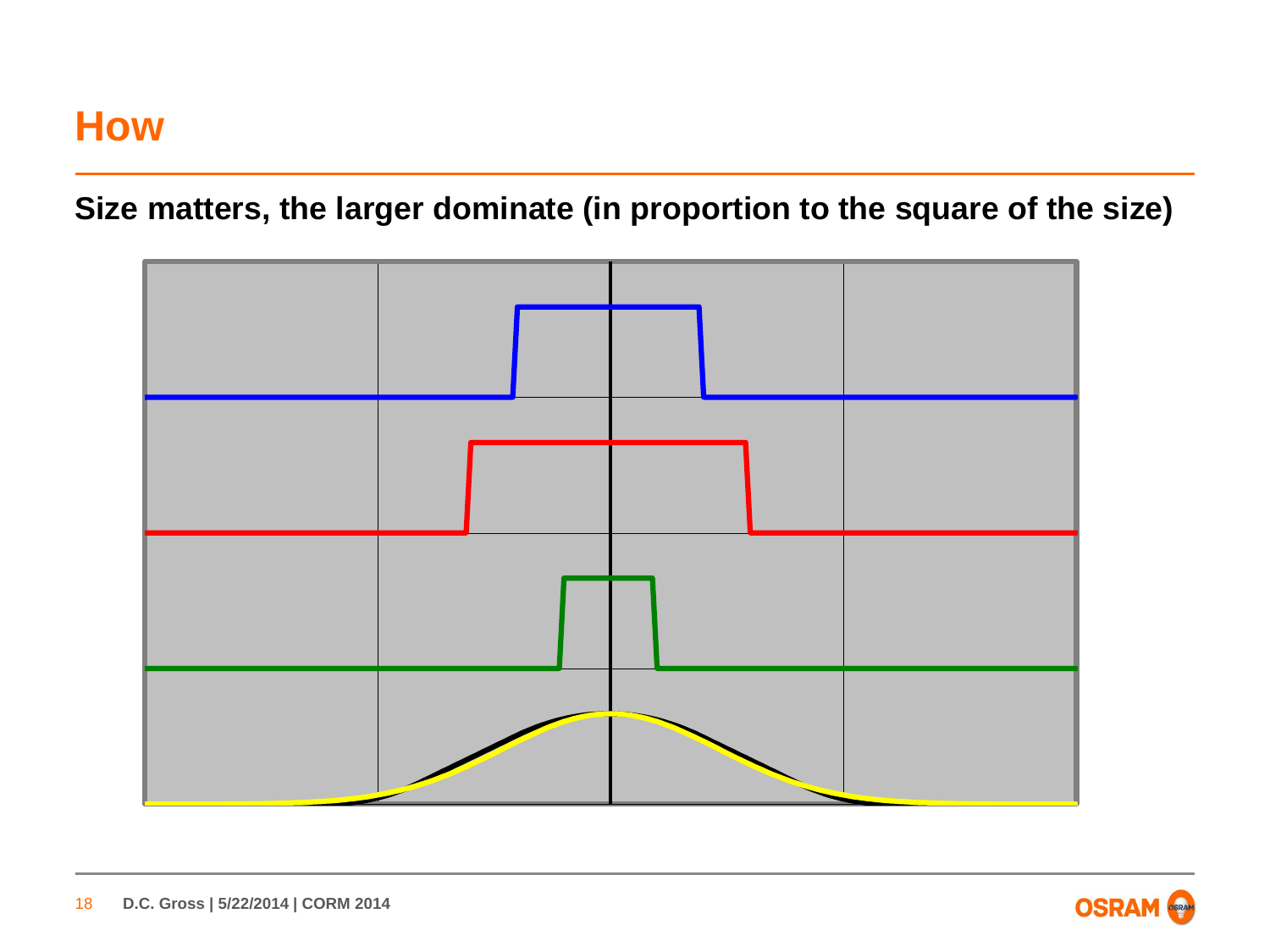# How

## Size matters, the larger dominate (in proportion to the square of the size)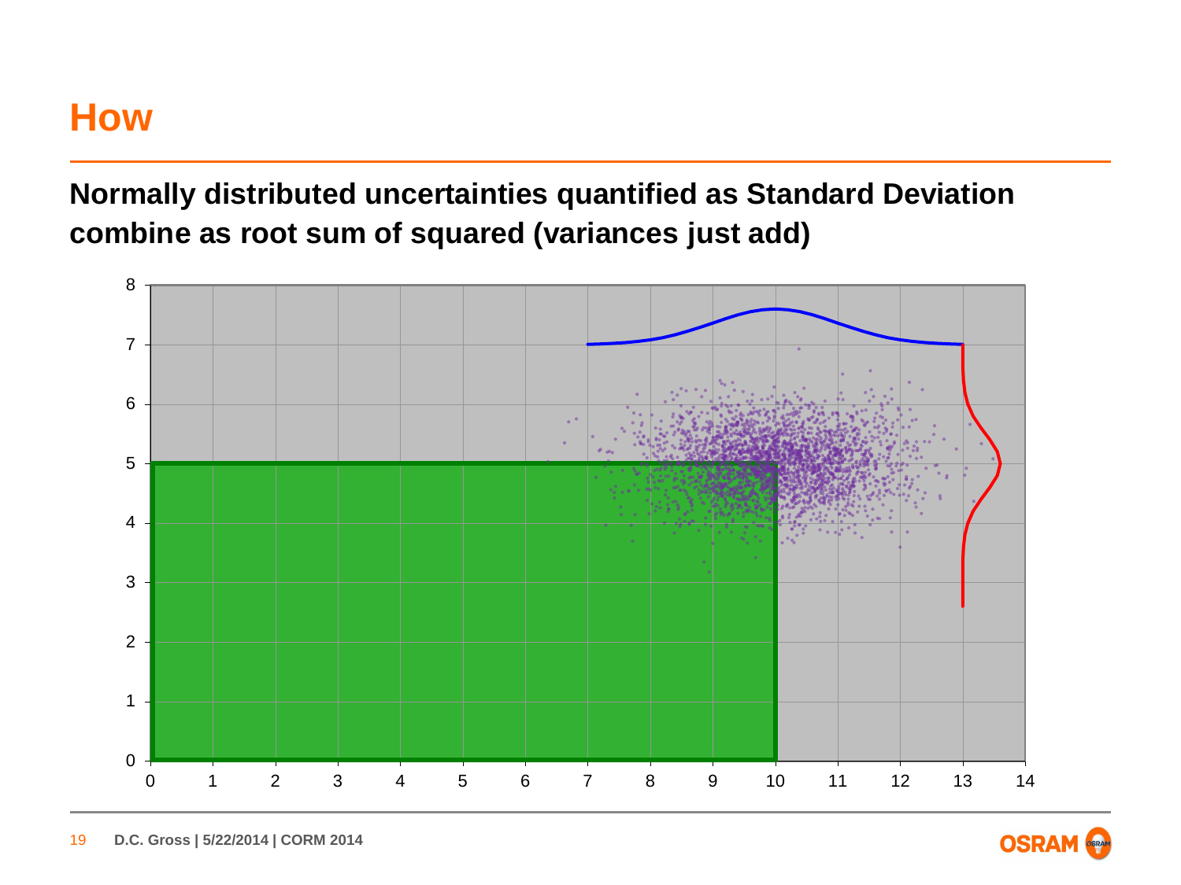# How

**Normally distributed uncertainties quantified as Standard Deviation combine as root sum of squared (variances just add)**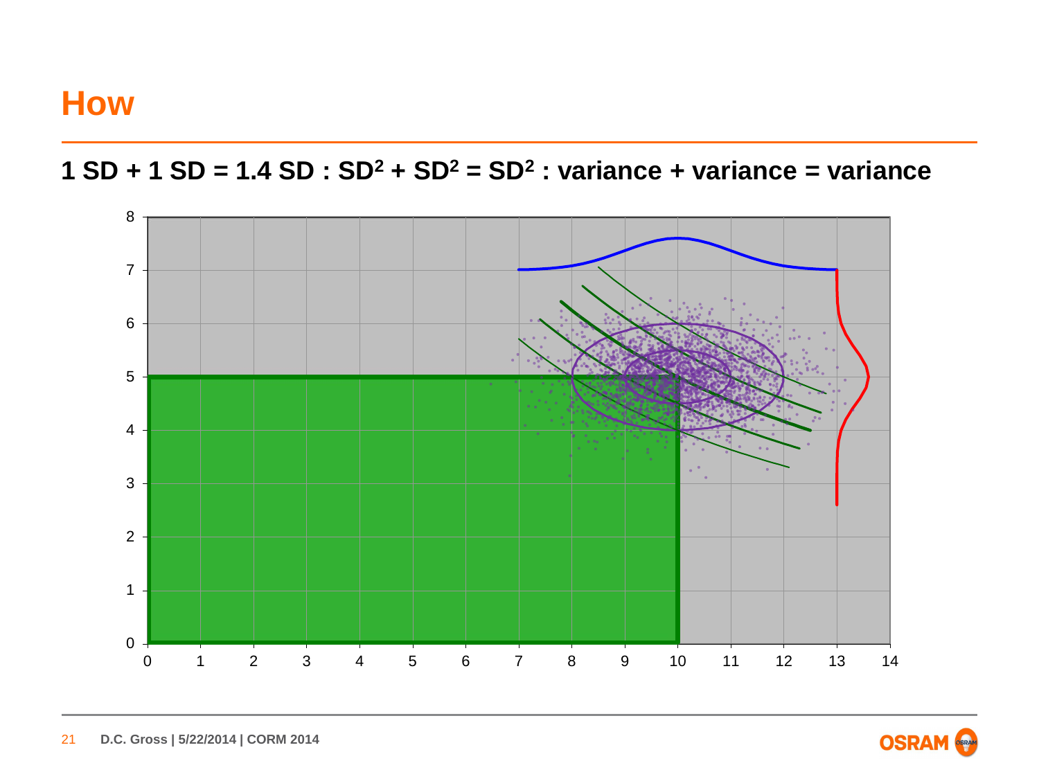# How

## 1 SD + 1 SD = 1.4 SD : $SD^2 + SD^2 = SD^2$ : variance + variance = variance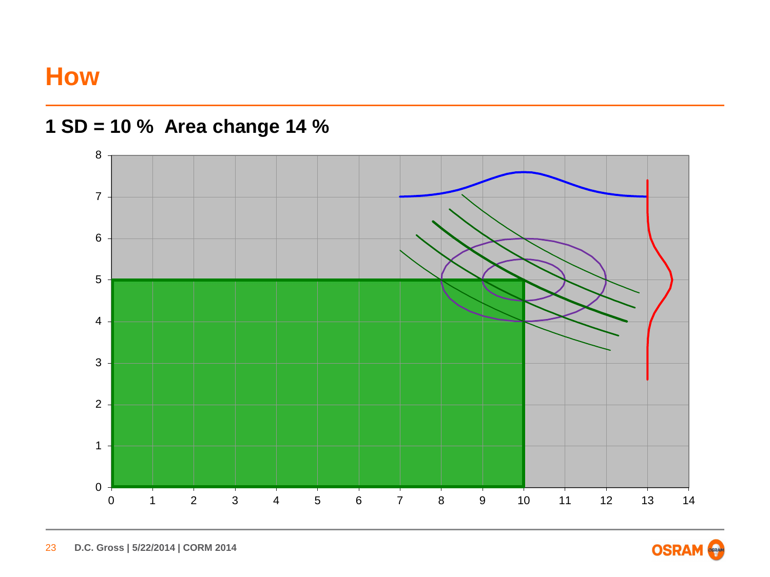# How

## 1 SD = 10 %  Area change 14 %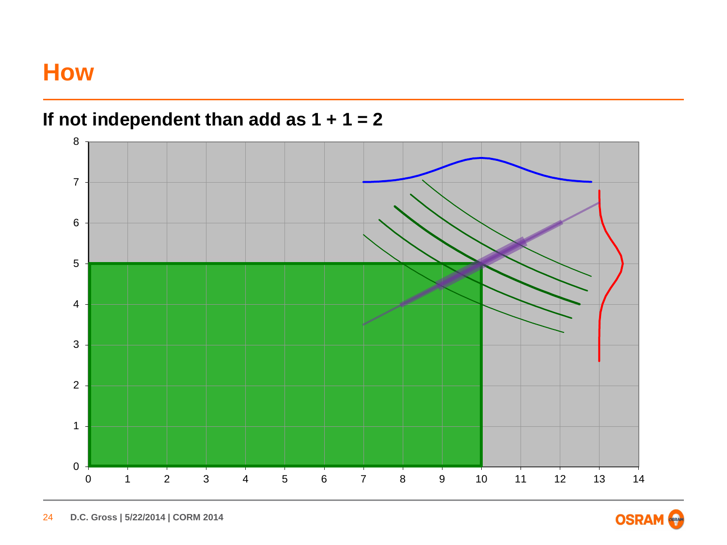# How

## If not independent than add as 1 + 1 = 2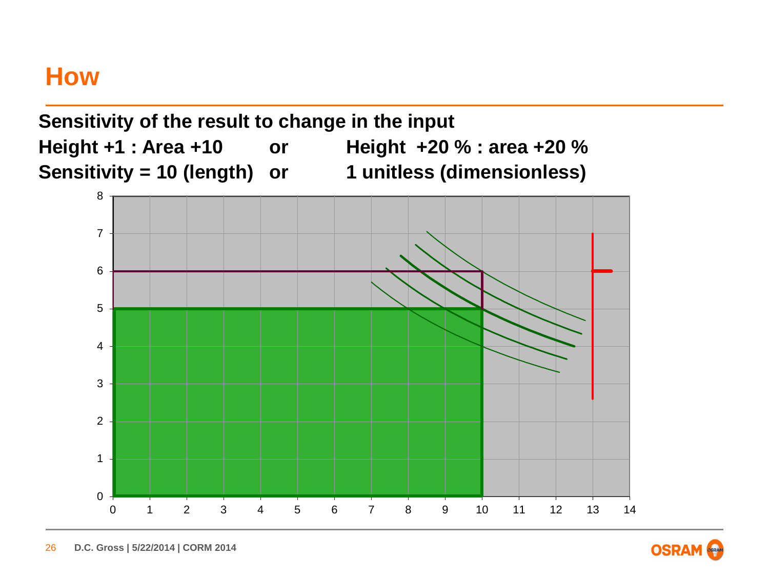# How

**Sensitivity of the result to change in the input**

**Height +1 : Area +10 or Height +20 % : area +20 %**

**Sensitivity = 10 (length) or 1 unitless (dimensionless)**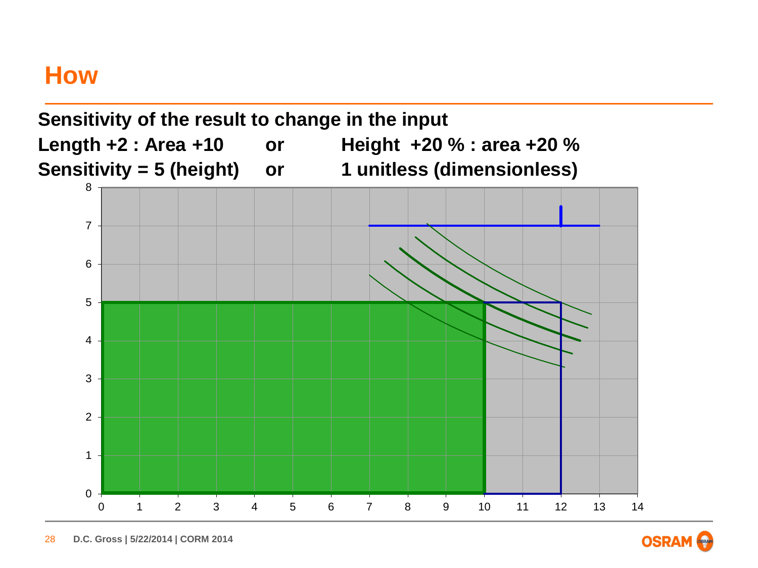# How

**Sensitivity of the result to change in the input**

**Length +2 : Area +10 or Height +20 % : area +20 %**

**Sensitivity = 5 (height) or 1 unitless (dimensionless)**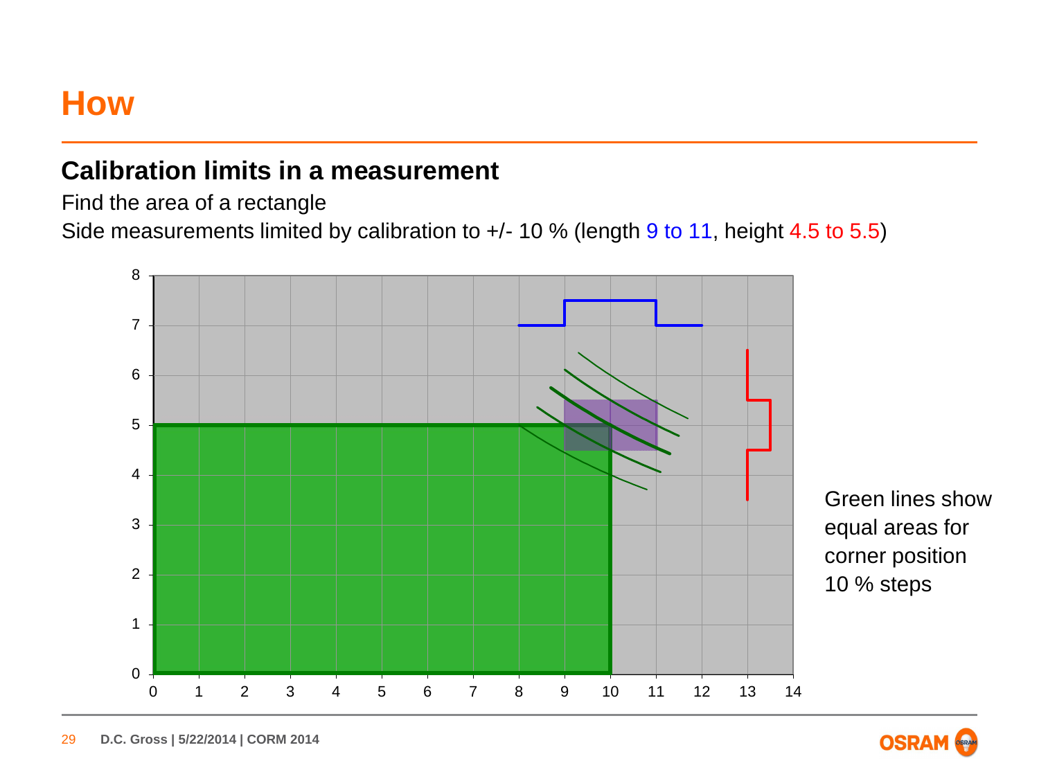# How

## Calibration limits in a measurement

Find the area of a rectangle

Side measurements limited by calibration to +/- 10 % (length 9 to 11, height 4.5 to 5.5)

Green lines show equal areas for corner position 10 % steps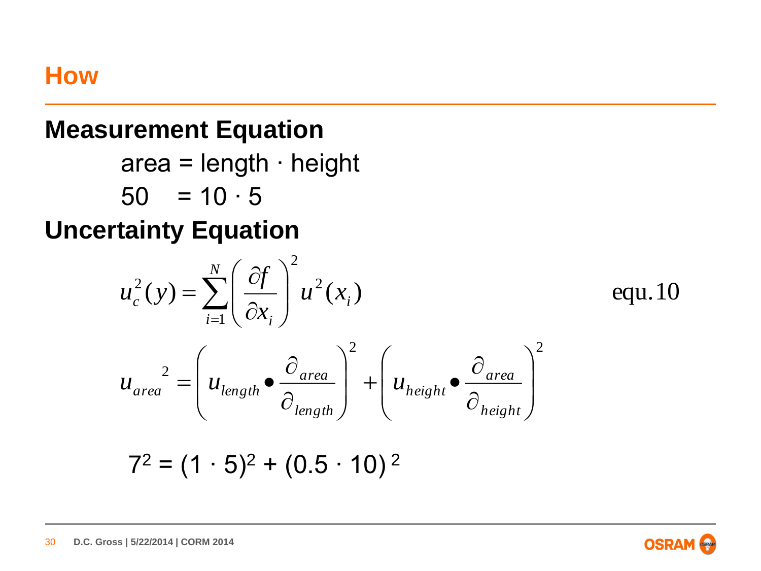# How

## Measurement Equation

area = length · height

50 = 10 · 5

## Uncertainty Equation

$$u_c^2(y) = \sum_{i=1}^{N} \left( \frac{\partial f}{\partial x_i} \right)^2 u^2(x_i) \qquad \text{equ.10}$$

$$u_{area}{}^2 = \left( u_{length} \bullet \frac{\partial_{area}}{\partial_{length}} \right)^2 + \left( u_{height} \bullet \frac{\partial_{area}}{\partial_{height}} \right)^2$$

$$7^2 = (1 \cdot 5)^2 + (0.5 \cdot 10)^2$$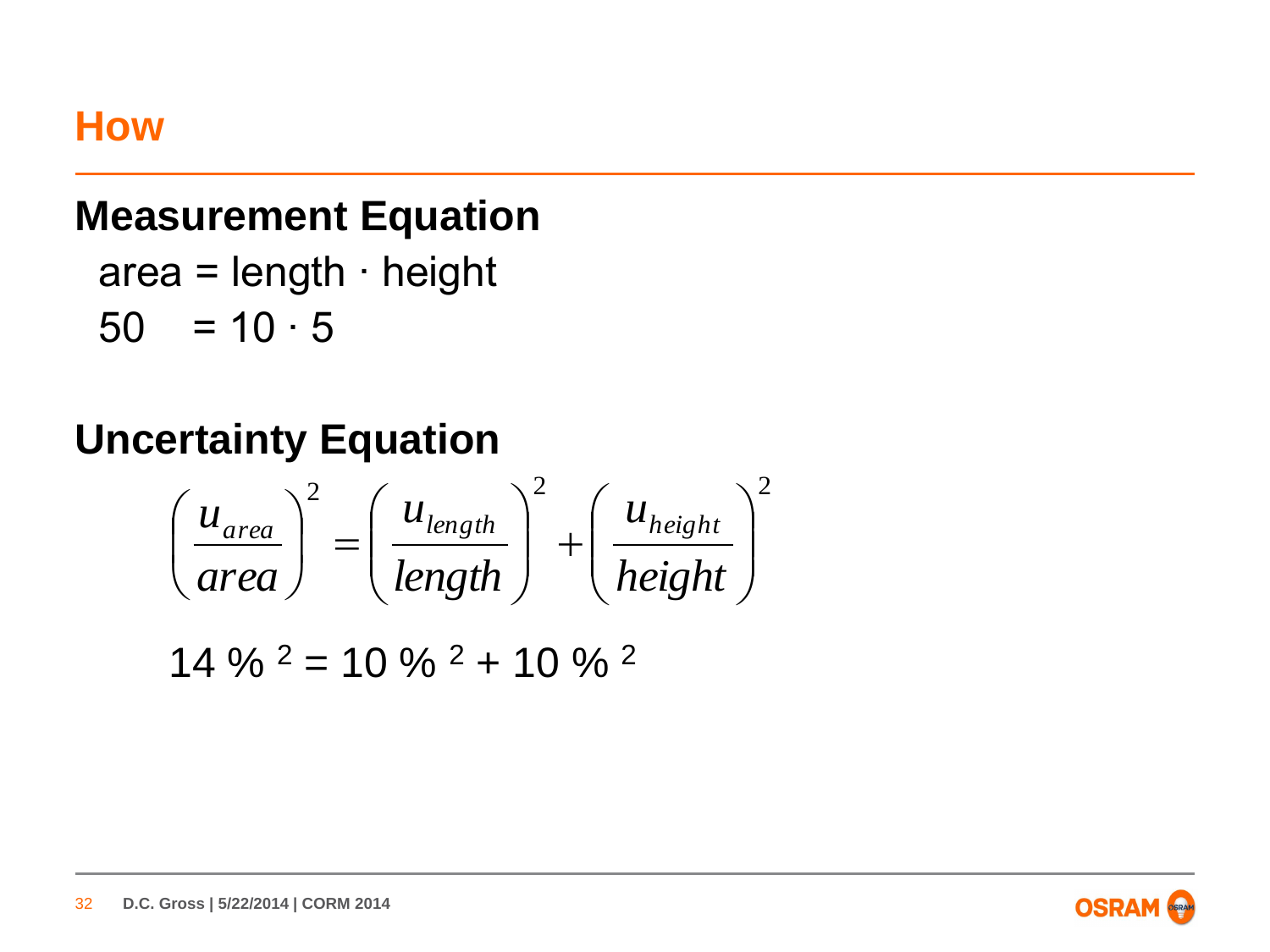# How

## Measurement Equation

area = length · height

50 = 10 · 5

## Uncertainty Equation

$$\left(\frac{u_{area}}{area}\right)^2 = \left(\frac{u_{length}}{length}\right)^2 + \left(\frac{u_{height}}{height}\right)^2$$

$$14\,\%^{\,2} = 10\,\%^{\,2} + 10\,\%^{\,2}$$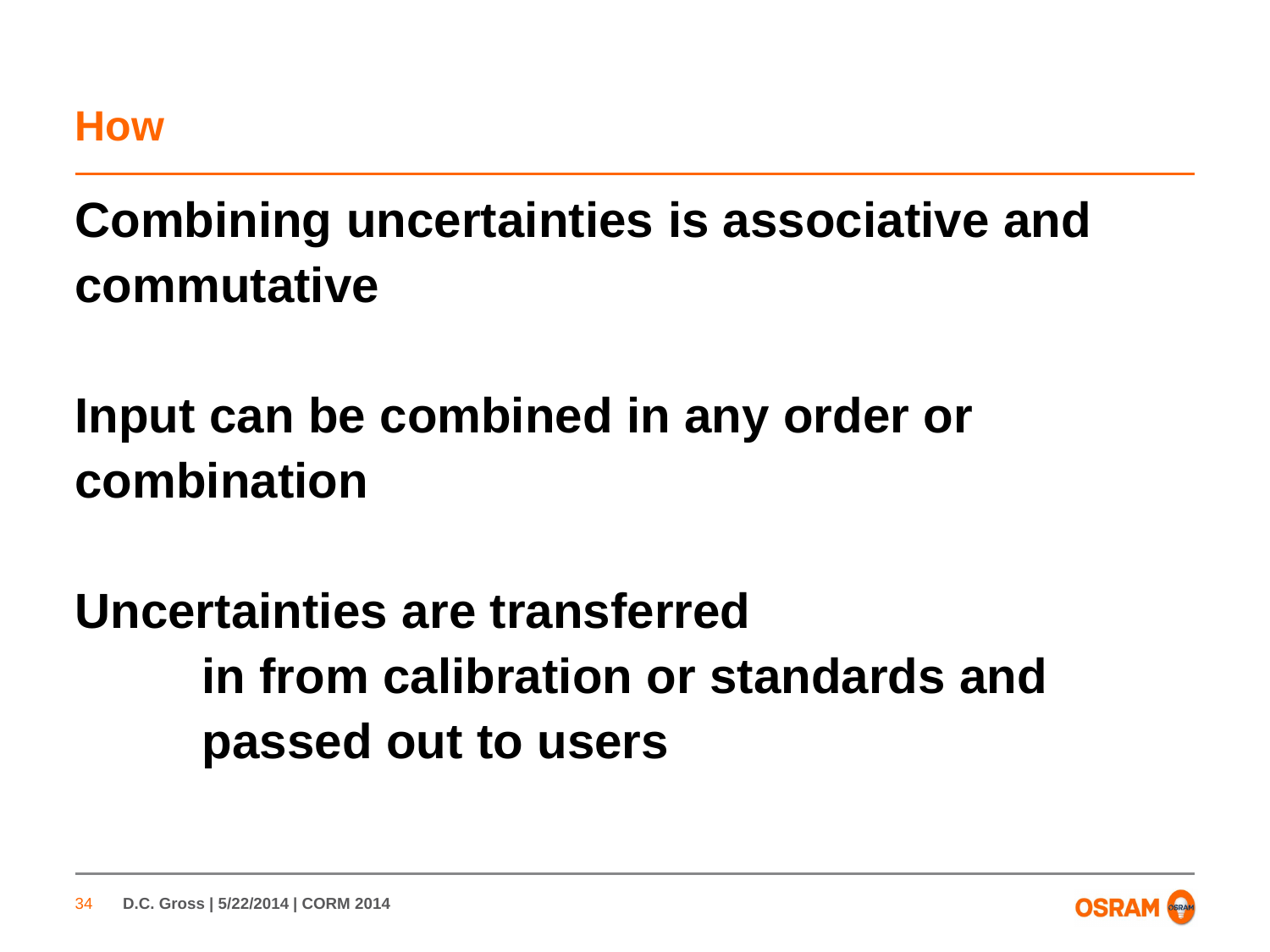## How

**Combining uncertainties is associative and commutative**

**Input can be combined in any order or combination**

**Uncertainties are transferred**
**in from calibration or standards and passed out to users**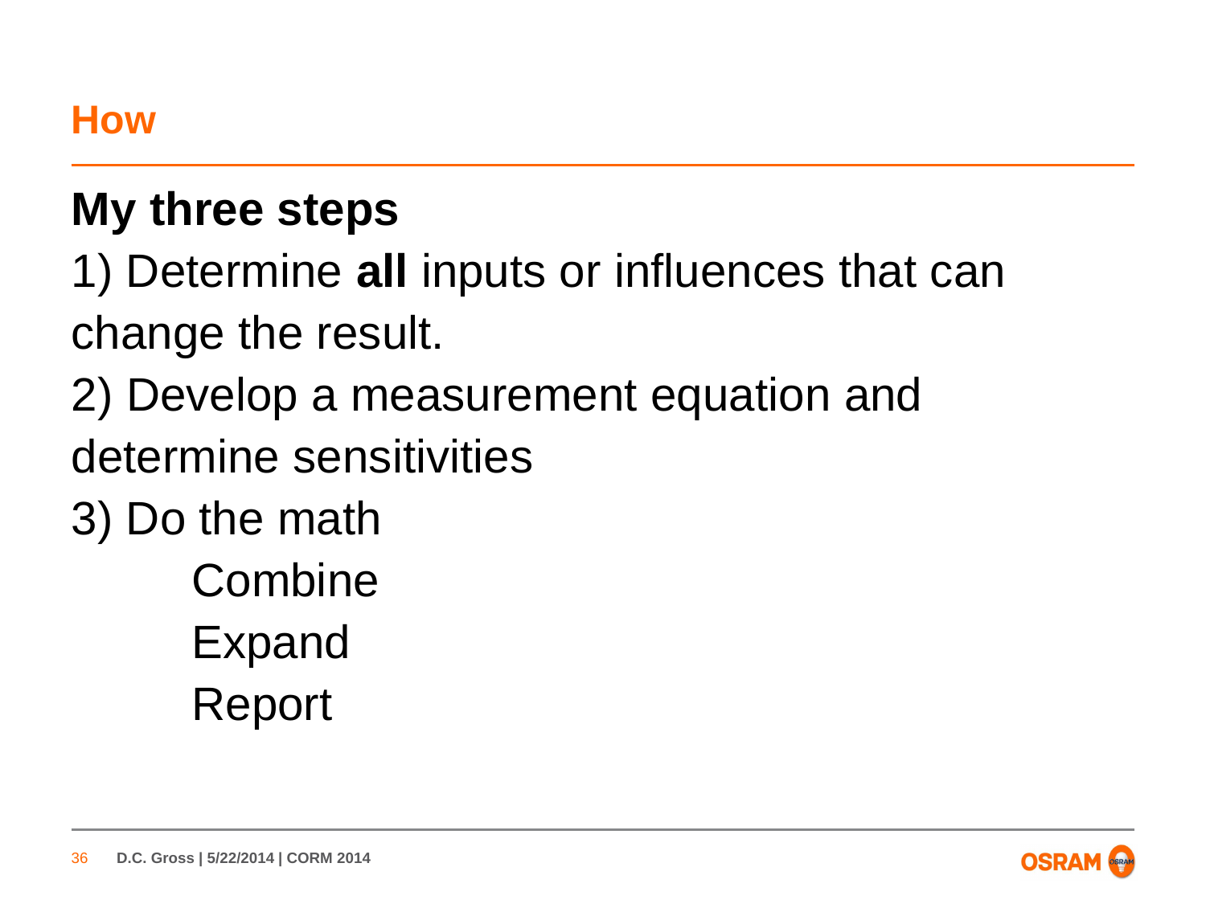# How

## My three steps

1) Determine **all** inputs or influences that can change the result.

2) Develop a measurement equation and determine sensitivities

3) Do the math

- Combine
- Expand
- Report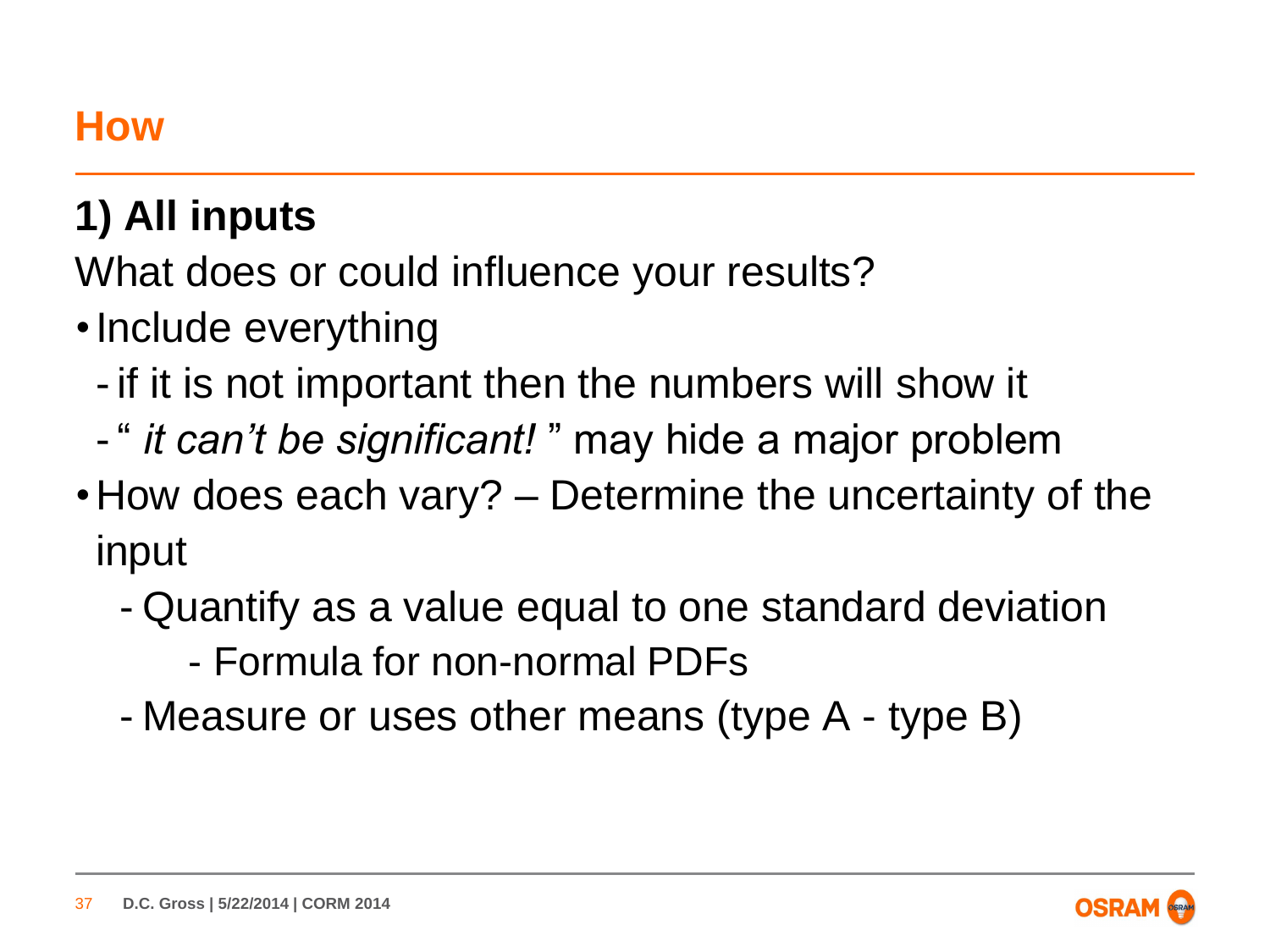## How

### 1) All inputs

What does or could influence your results?

- Include everything
  - if it is not important then the numbers will show it
  - “ *it can’t be significant!* ” may hide a major problem
- How does each vary? – Determine the uncertainty of the input
  - Quantify as a value equal to one standard deviation
    - Formula for non-normal PDFs
  - Measure or uses other means (type A - type B)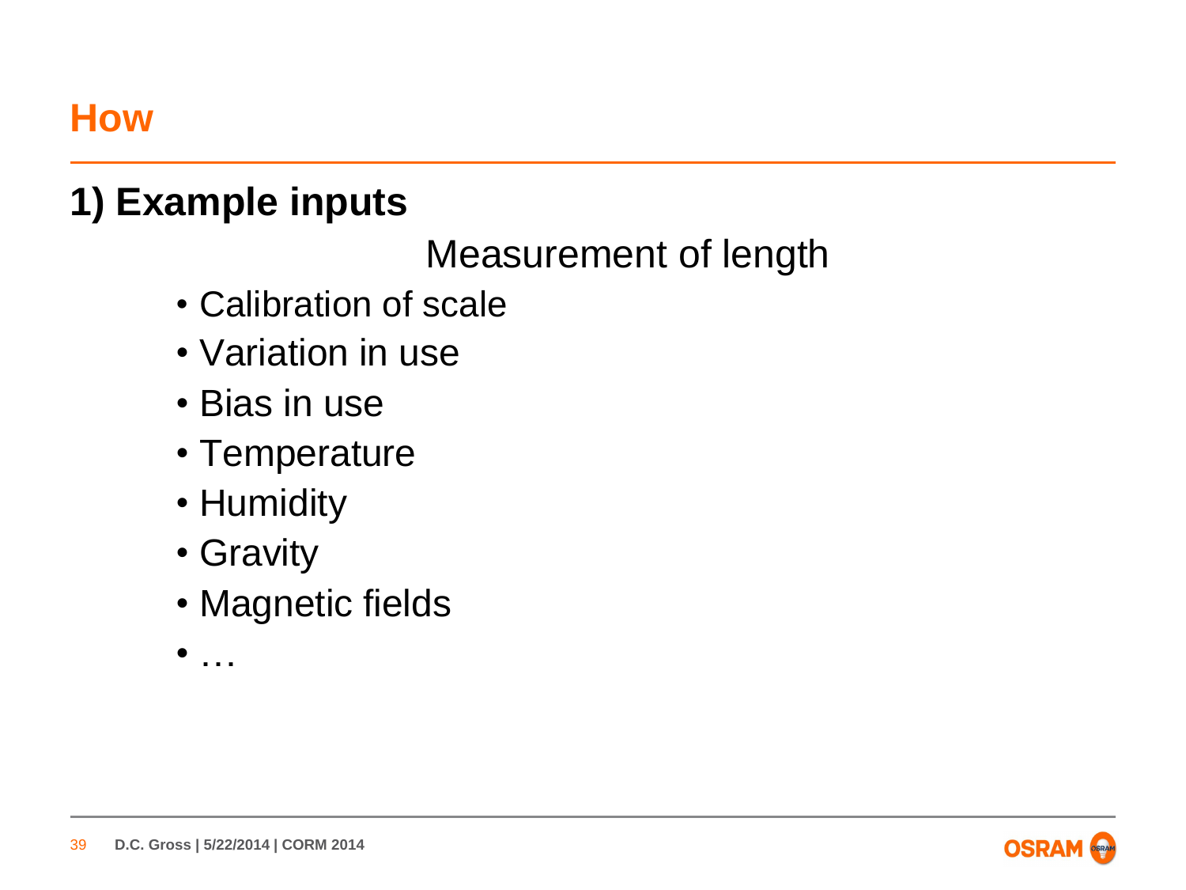# How

## 1) Example inputs

Measurement of length

- Calibration of scale
- Variation in use
- Bias in use
- Temperature
- Humidity
- Gravity
- Magnetic fields
- …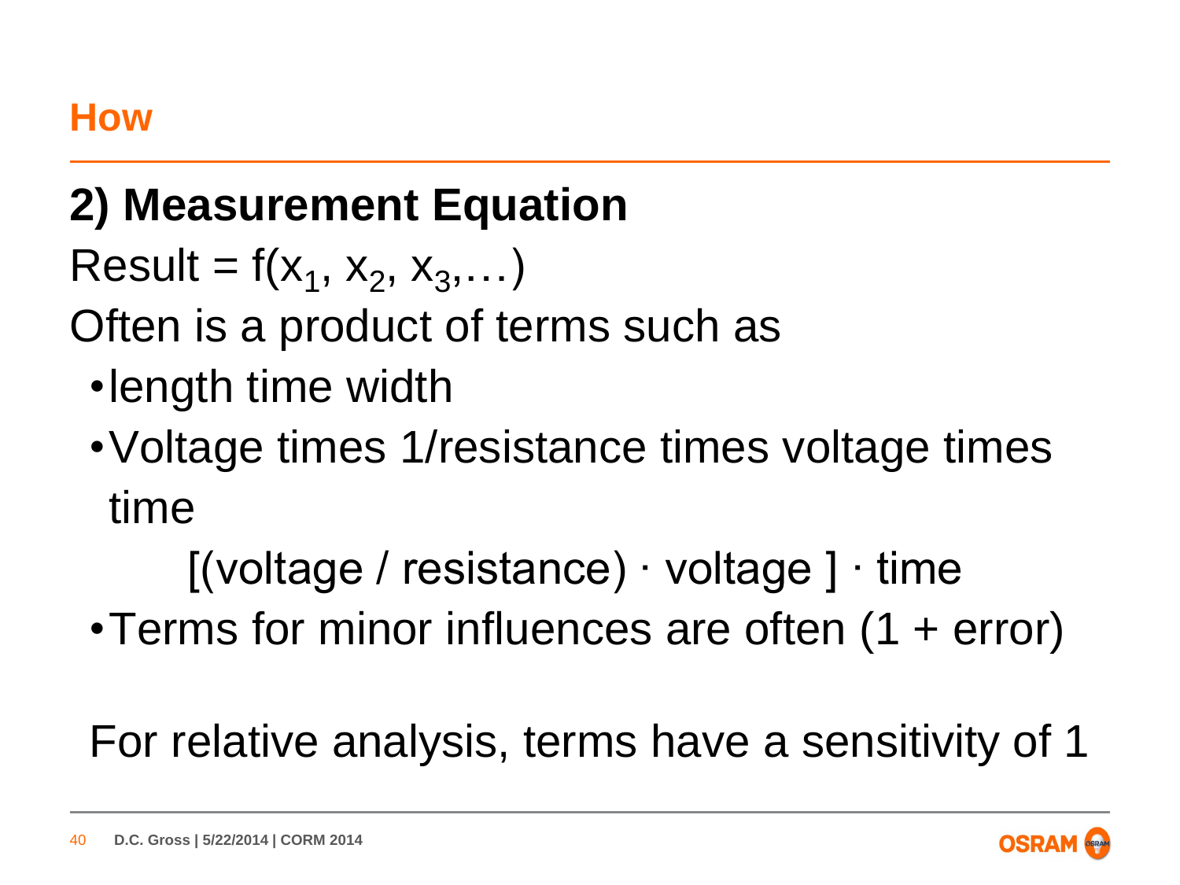## How

### 2) Measurement Equation

Result = $f(x_1, x_2, x_3, \ldots)$

Often is a product of terms such as

- length time width
- Voltage times 1/resistance times voltage times time

  [(voltage / resistance) · voltage ] · time
- Terms for minor influences are often (1 + error)

For relative analysis, terms have a sensitivity of 1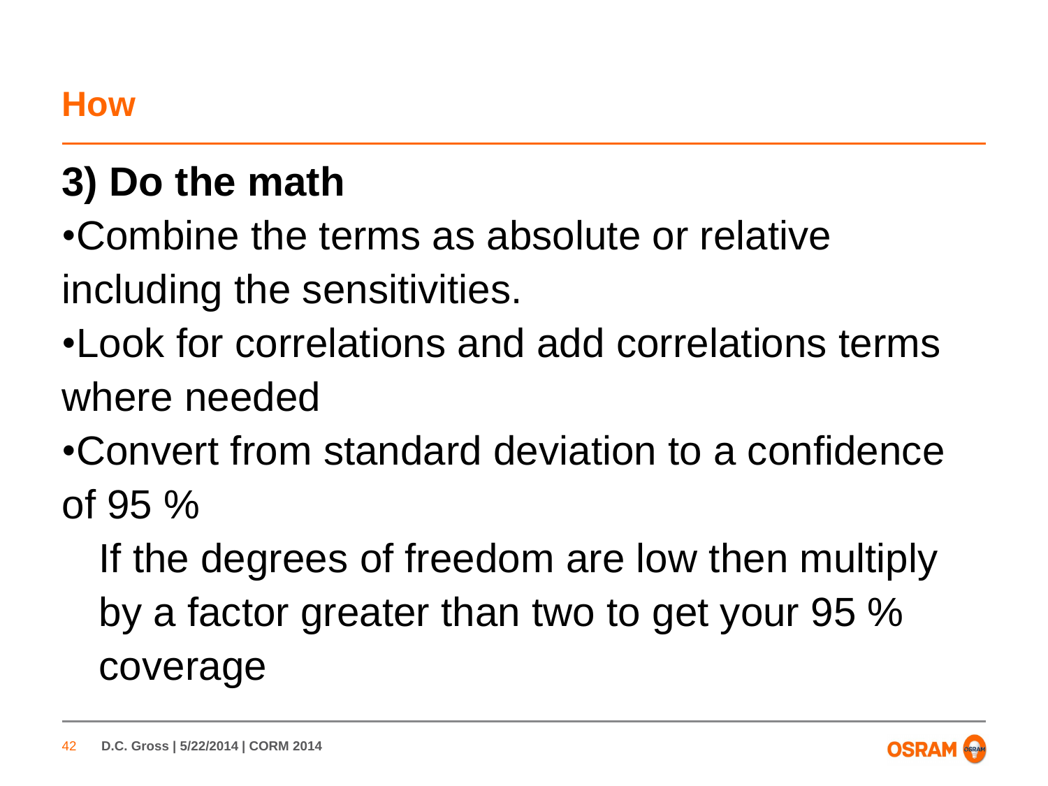## How

### 3) Do the math

- Combine the terms as absolute or relative including the sensitivities.
- Look for correlations and add correlations terms where needed
- Convert from standard deviation to a confidence of 95 %

  If the degrees of freedom are low then multiply by a factor greater than two to get your 95 % coverage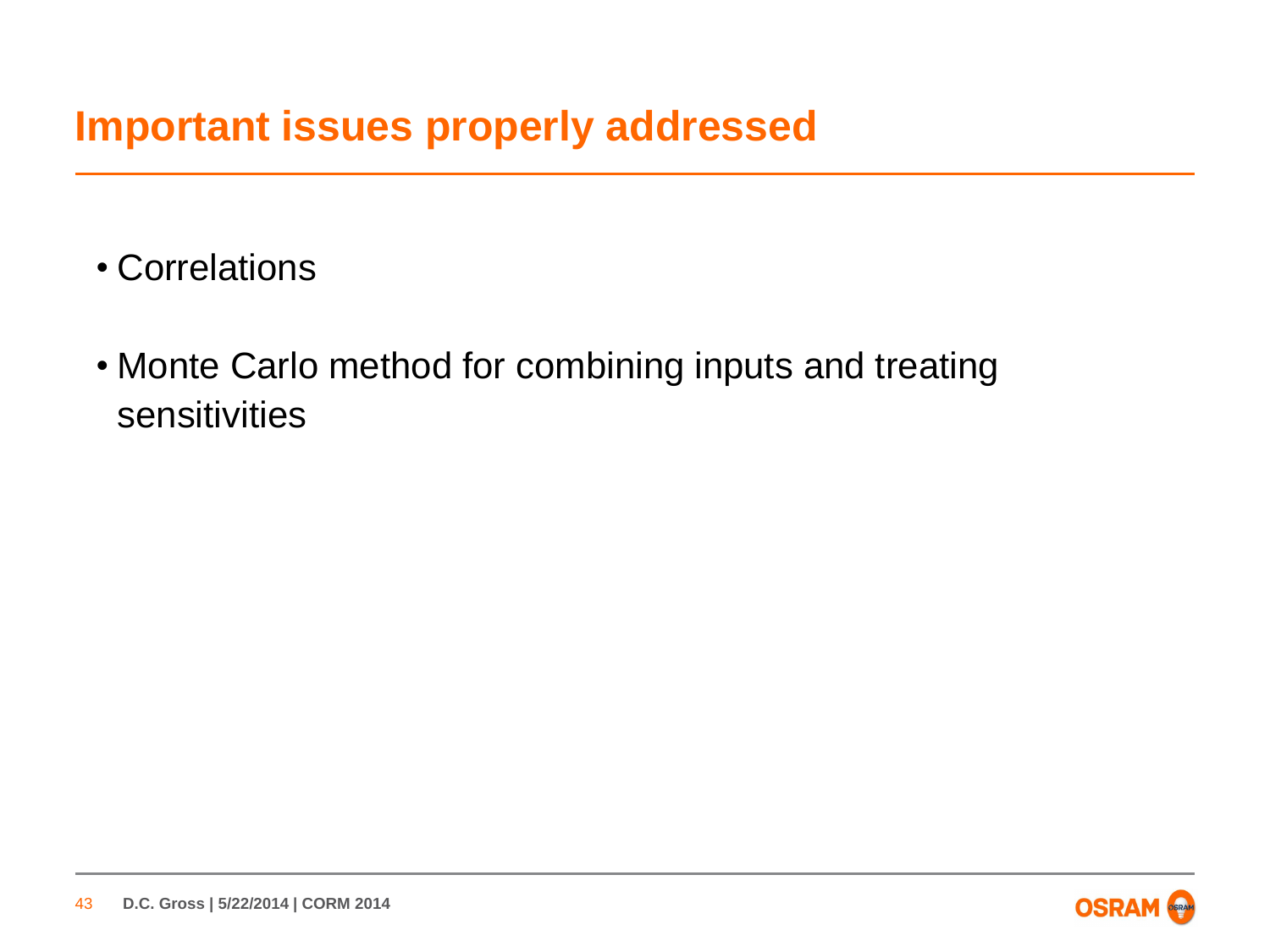# Important issues properly addressed

- Correlations
- Monte Carlo method for combining inputs and treating sensitivities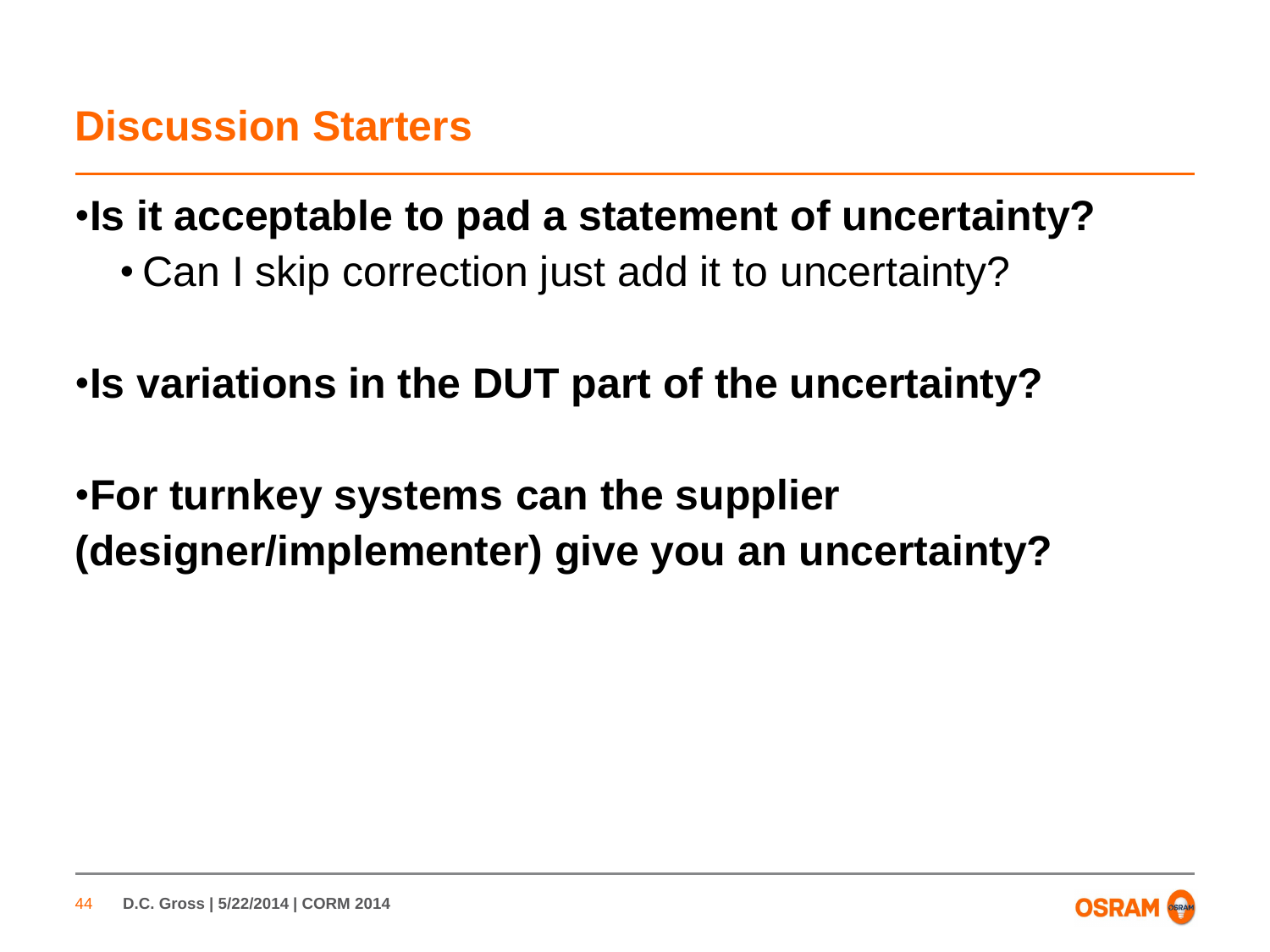## Discussion Starters

- **Is it acceptable to pad a statement of uncertainty?**
  - Can I skip correction just add it to uncertainty?

- **Is variations in the DUT part of the uncertainty?**

- **For turnkey systems can the supplier (designer/implementer) give you an uncertainty?**